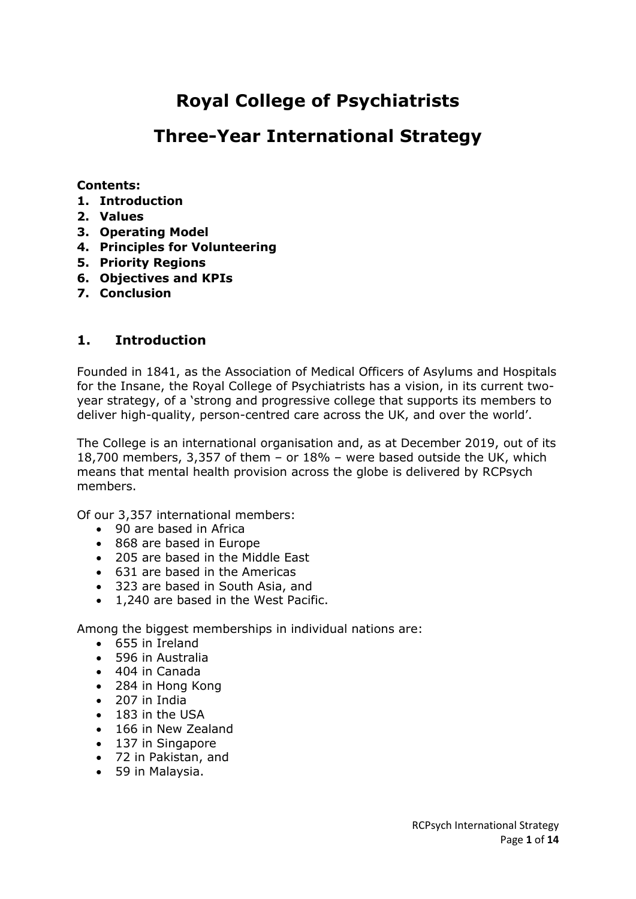# Royal College of Psychiatrists

# Three-Year International Strategy

**Contents:**
1. **Introduction**
2. **Values**
3. **Operating Model**
4. **Principles for Volunteering**
5. **Priority Regions**
6. **Objectives and KPIs**
7. **Conclusion**

## 1. Introduction

Founded in 1841, as the Association of Medical Officers of Asylums and Hospitals for the Insane, the Royal College of Psychiatrists has a vision, in its current two-year strategy, of a 'strong and progressive college that supports its members to deliver high-quality, person-centred care across the UK, and over the world'.

The College is an international organisation and, as at December 2019, out of its 18,700 members, 3,357 of them – or 18% – were based outside the UK, which means that mental health provision across the globe is delivered by RCPsych members.

Of our 3,357 international members:

- 90 are based in Africa
- 868 are based in Europe
- 205 are based in the Middle East
- 631 are based in the Americas
- 323 are based in South Asia, and
- 1,240 are based in the West Pacific.

Among the biggest memberships in individual nations are:

- 655 in Ireland
- 596 in Australia
- 404 in Canada
- 284 in Hong Kong
- 207 in India
- 183 in the USA
- 166 in New Zealand
- 137 in Singapore
- 72 in Pakistan, and
- 59 in Malaysia.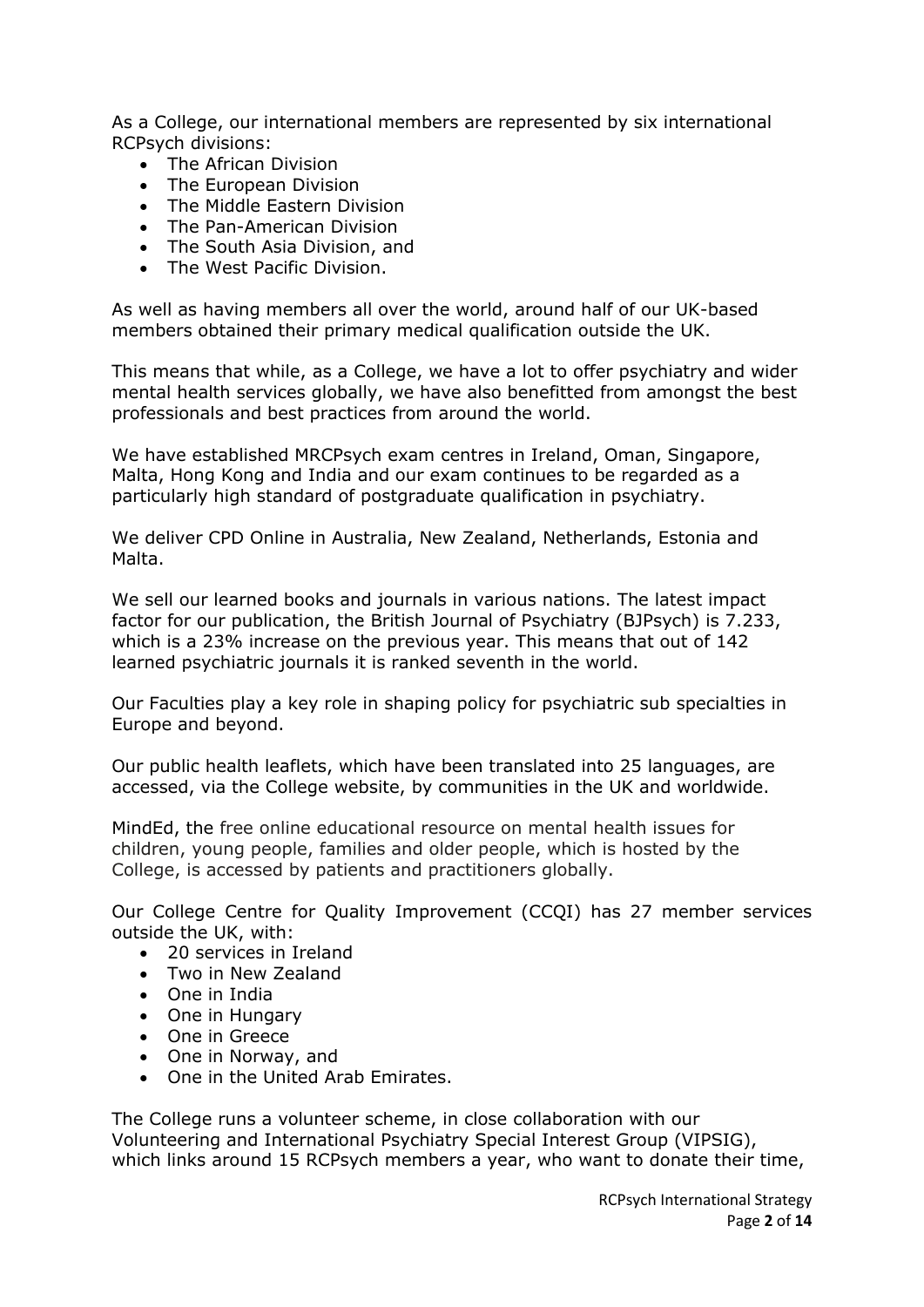As a College, our international members are represented by six international RCPsych divisions:

- The African Division
- The European Division
- The Middle Eastern Division
- The Pan-American Division
- The South Asia Division, and
- The West Pacific Division.

As well as having members all over the world, around half of our UK-based members obtained their primary medical qualification outside the UK.

This means that while, as a College, we have a lot to offer psychiatry and wider mental health services globally, we have also benefitted from amongst the best professionals and best practices from around the world.

We have established MRCPsych exam centres in Ireland, Oman, Singapore, Malta, Hong Kong and India and our exam continues to be regarded as a particularly high standard of postgraduate qualification in psychiatry.

We deliver CPD Online in Australia, New Zealand, Netherlands, Estonia and Malta.

We sell our learned books and journals in various nations. The latest impact factor for our publication, the British Journal of Psychiatry (BJPsych) is 7.233, which is a 23% increase on the previous year. This means that out of 142 learned psychiatric journals it is ranked seventh in the world.

Our Faculties play a key role in shaping policy for psychiatric sub specialties in Europe and beyond.

Our public health leaflets, which have been translated into 25 languages, are accessed, via the College website, by communities in the UK and worldwide.

MindEd, the free online educational resource on mental health issues for children, young people, families and older people, which is hosted by the College, is accessed by patients and practitioners globally.

Our College Centre for Quality Improvement (CCQI) has 27 member services outside the UK, with:

- 20 services in Ireland
- Two in New Zealand
- One in India
- One in Hungary
- One in Greece
- One in Norway, and
- One in the United Arab Emirates.

The College runs a volunteer scheme, in close collaboration with our Volunteering and International Psychiatry Special Interest Group (VIPSIG), which links around 15 RCPsych members a year, who want to donate their time,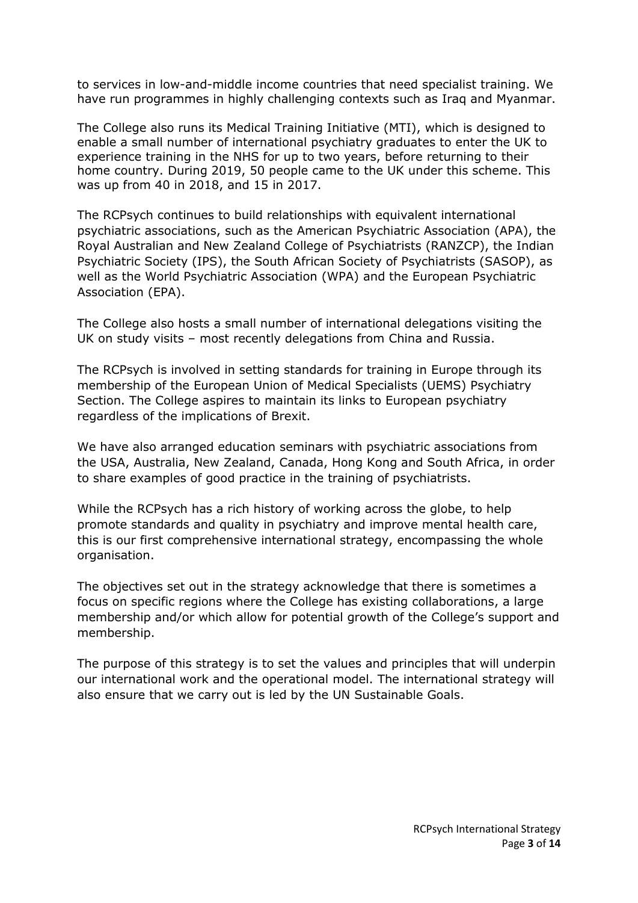to services in low-and-middle income countries that need specialist training. We have run programmes in highly challenging contexts such as Iraq and Myanmar.

The College also runs its Medical Training Initiative (MTI), which is designed to enable a small number of international psychiatry graduates to enter the UK to experience training in the NHS for up to two years, before returning to their home country. During 2019, 50 people came to the UK under this scheme. This was up from 40 in 2018, and 15 in 2017.

The RCPsych continues to build relationships with equivalent international psychiatric associations, such as the American Psychiatric Association (APA), the Royal Australian and New Zealand College of Psychiatrists (RANZCP), the Indian Psychiatric Society (IPS), the South African Society of Psychiatrists (SASOP), as well as the World Psychiatric Association (WPA) and the European Psychiatric Association (EPA).

The College also hosts a small number of international delegations visiting the UK on study visits – most recently delegations from China and Russia.

The RCPsych is involved in setting standards for training in Europe through its membership of the European Union of Medical Specialists (UEMS) Psychiatry Section. The College aspires to maintain its links to European psychiatry regardless of the implications of Brexit.

We have also arranged education seminars with psychiatric associations from the USA, Australia, New Zealand, Canada, Hong Kong and South Africa, in order to share examples of good practice in the training of psychiatrists.

While the RCPsych has a rich history of working across the globe, to help promote standards and quality in psychiatry and improve mental health care, this is our first comprehensive international strategy, encompassing the whole organisation.

The objectives set out in the strategy acknowledge that there is sometimes a focus on specific regions where the College has existing collaborations, a large membership and/or which allow for potential growth of the College's support and membership.

The purpose of this strategy is to set the values and principles that will underpin our international work and the operational model. The international strategy will also ensure that we carry out is led by the UN Sustainable Goals.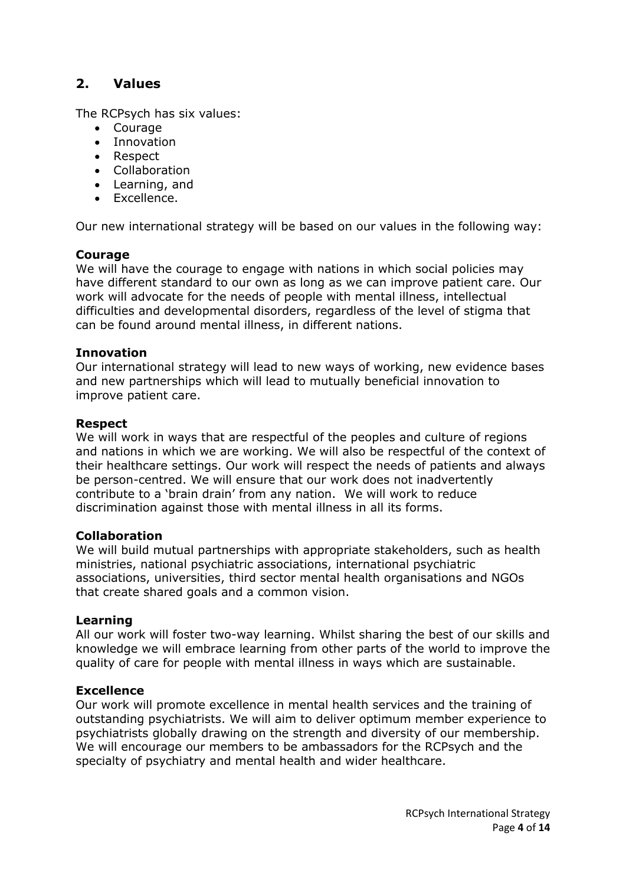## 2. Values

The RCPsych has six values:

- Courage
- Innovation
- Respect
- Collaboration
- Learning, and
- Excellence.

Our new international strategy will be based on our values in the following way:

**Courage**
We will have the courage to engage with nations in which social policies may have different standard to our own as long as we can improve patient care. Our work will advocate for the needs of people with mental illness, intellectual difficulties and developmental disorders, regardless of the level of stigma that can be found around mental illness, in different nations.

**Innovation**
Our international strategy will lead to new ways of working, new evidence bases and new partnerships which will lead to mutually beneficial innovation to improve patient care.

**Respect**
We will work in ways that are respectful of the peoples and culture of regions and nations in which we are working. We will also be respectful of the context of their healthcare settings. Our work will respect the needs of patients and always be person-centred. We will ensure that our work does not inadvertently contribute to a 'brain drain' from any nation. We will work to reduce discrimination against those with mental illness in all its forms.

**Collaboration**
We will build mutual partnerships with appropriate stakeholders, such as health ministries, national psychiatric associations, international psychiatric associations, universities, third sector mental health organisations and NGOs that create shared goals and a common vision.

**Learning**
All our work will foster two-way learning. Whilst sharing the best of our skills and knowledge we will embrace learning from other parts of the world to improve the quality of care for people with mental illness in ways which are sustainable.

**Excellence**
Our work will promote excellence in mental health services and the training of outstanding psychiatrists. We will aim to deliver optimum member experience to psychiatrists globally drawing on the strength and diversity of our membership. We will encourage our members to be ambassadors for the RCPsych and the specialty of psychiatry and mental health and wider healthcare.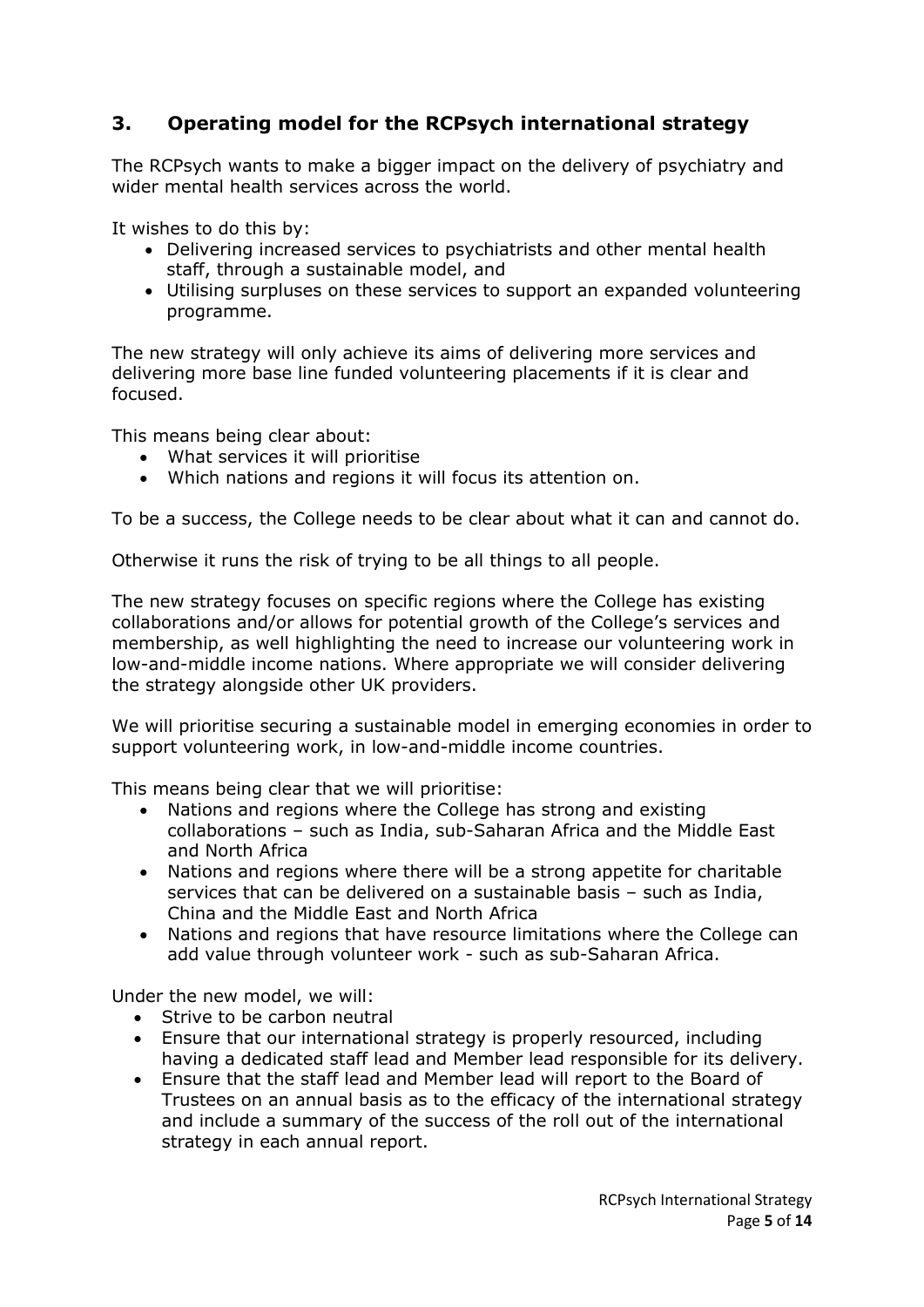## 3. Operating model for the RCPsych international strategy

The RCPsych wants to make a bigger impact on the delivery of psychiatry and wider mental health services across the world.

It wishes to do this by:

- Delivering increased services to psychiatrists and other mental health staff, through a sustainable model, and
- Utilising surpluses on these services to support an expanded volunteering programme.

The new strategy will only achieve its aims of delivering more services and delivering more base line funded volunteering placements if it is clear and focused.

This means being clear about:

- What services it will prioritise
- Which nations and regions it will focus its attention on.

To be a success, the College needs to be clear about what it can and cannot do.

Otherwise it runs the risk of trying to be all things to all people.

The new strategy focuses on specific regions where the College has existing collaborations and/or allows for potential growth of the College's services and membership, as well highlighting the need to increase our volunteering work in low-and-middle income nations. Where appropriate we will consider delivering the strategy alongside other UK providers.

We will prioritise securing a sustainable model in emerging economies in order to support volunteering work, in low-and-middle income countries.

This means being clear that we will prioritise:

- Nations and regions where the College has strong and existing collaborations – such as India, sub-Saharan Africa and the Middle East and North Africa
- Nations and regions where there will be a strong appetite for charitable services that can be delivered on a sustainable basis – such as India, China and the Middle East and North Africa
- Nations and regions that have resource limitations where the College can add value through volunteer work - such as sub-Saharan Africa.

Under the new model, we will:

- Strive to be carbon neutral
- Ensure that our international strategy is properly resourced, including having a dedicated staff lead and Member lead responsible for its delivery.
- Ensure that the staff lead and Member lead will report to the Board of Trustees on an annual basis as to the efficacy of the international strategy and include a summary of the success of the roll out of the international strategy in each annual report.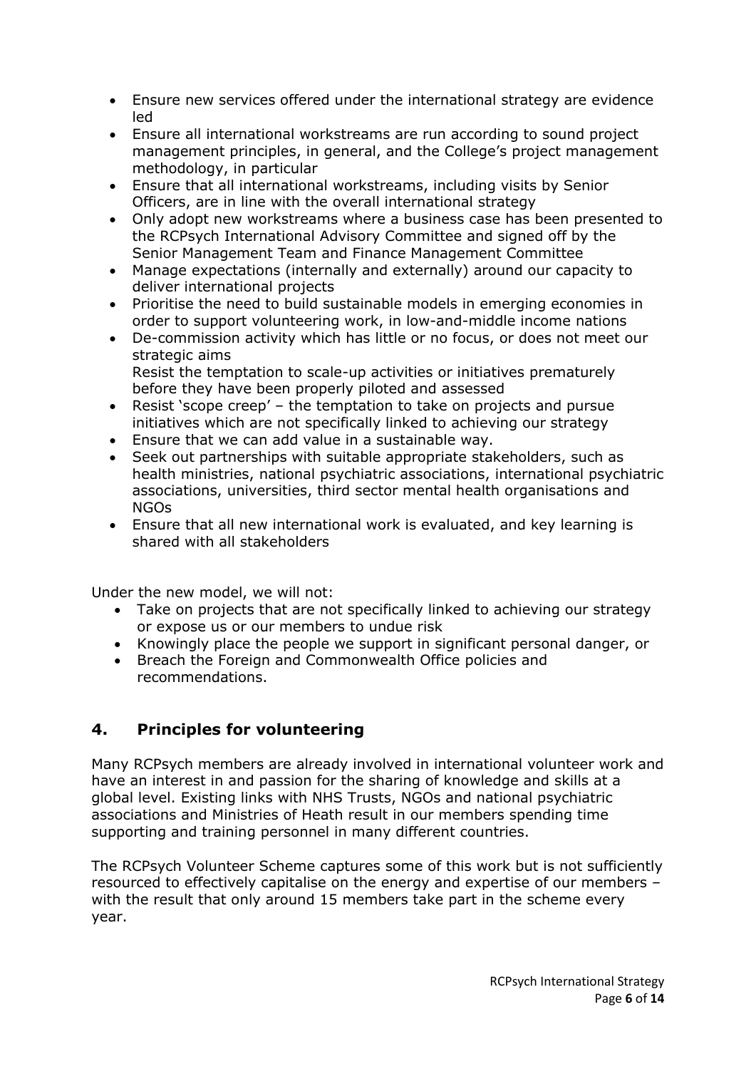- Ensure new services offered under the international strategy are evidence led
- Ensure all international workstreams are run according to sound project management principles, in general, and the College's project management methodology, in particular
- Ensure that all international workstreams, including visits by Senior Officers, are in line with the overall international strategy
- Only adopt new workstreams where a business case has been presented to the RCPsych International Advisory Committee and signed off by the Senior Management Team and Finance Management Committee
- Manage expectations (internally and externally) around our capacity to deliver international projects
- Prioritise the need to build sustainable models in emerging economies in order to support volunteering work, in low-and-middle income nations
- De-commission activity which has little or no focus, or does not meet our strategic aims
  Resist the temptation to scale-up activities or initiatives prematurely before they have been properly piloted and assessed
- Resist 'scope creep' – the temptation to take on projects and pursue initiatives which are not specifically linked to achieving our strategy
- Ensure that we can add value in a sustainable way.
- Seek out partnerships with suitable appropriate stakeholders, such as health ministries, national psychiatric associations, international psychiatric associations, universities, third sector mental health organisations and NGOs
- Ensure that all new international work is evaluated, and key learning is shared with all stakeholders

Under the new model, we will not:

- Take on projects that are not specifically linked to achieving our strategy or expose us or our members to undue risk
- Knowingly place the people we support in significant personal danger, or
- Breach the Foreign and Commonwealth Office policies and recommendations.

## 4. Principles for volunteering

Many RCPsych members are already involved in international volunteer work and have an interest in and passion for the sharing of knowledge and skills at a global level. Existing links with NHS Trusts, NGOs and national psychiatric associations and Ministries of Heath result in our members spending time supporting and training personnel in many different countries.

The RCPsych Volunteer Scheme captures some of this work but is not sufficiently resourced to effectively capitalise on the energy and expertise of our members – with the result that only around 15 members take part in the scheme every year.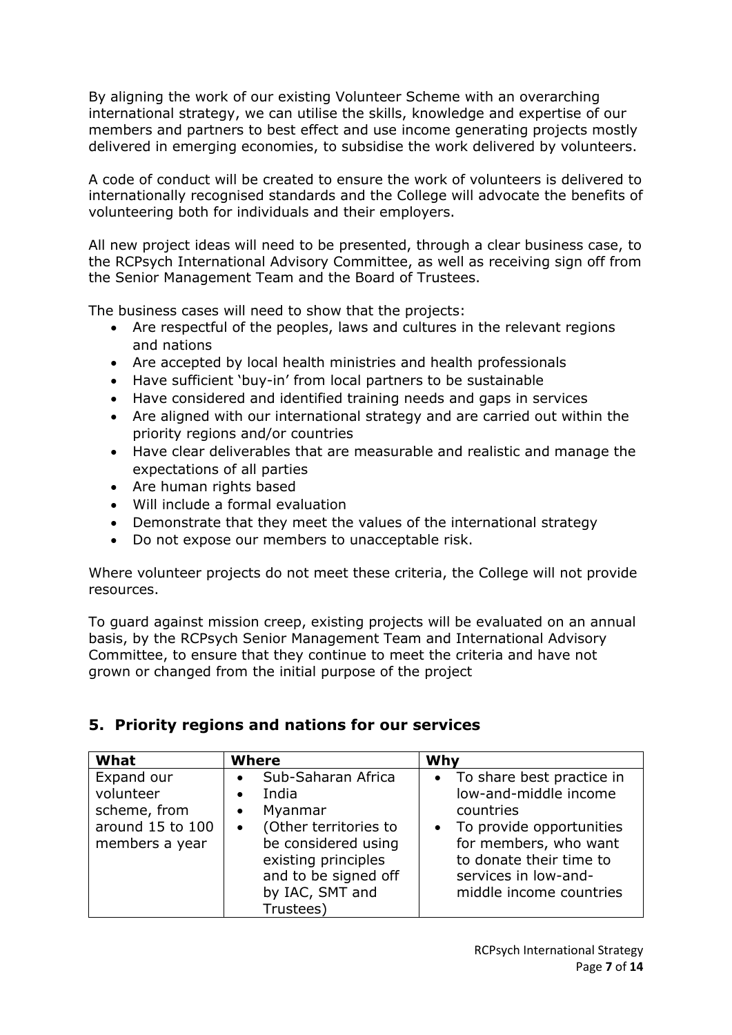By aligning the work of our existing Volunteer Scheme with an overarching international strategy, we can utilise the skills, knowledge and expertise of our members and partners to best effect and use income generating projects mostly delivered in emerging economies, to subsidise the work delivered by volunteers.

A code of conduct will be created to ensure the work of volunteers is delivered to internationally recognised standards and the College will advocate the benefits of volunteering both for individuals and their employers.

All new project ideas will need to be presented, through a clear business case, to the RCPsych International Advisory Committee, as well as receiving sign off from the Senior Management Team and the Board of Trustees.

The business cases will need to show that the projects:

- Are respectful of the peoples, laws and cultures in the relevant regions and nations
- Are accepted by local health ministries and health professionals
- Have sufficient 'buy-in' from local partners to be sustainable
- Have considered and identified training needs and gaps in services
- Are aligned with our international strategy and are carried out within the priority regions and/or countries
- Have clear deliverables that are measurable and realistic and manage the expectations of all parties
- Are human rights based
- Will include a formal evaluation
- Demonstrate that they meet the values of the international strategy
- Do not expose our members to unacceptable risk.

Where volunteer projects do not meet these criteria, the College will not provide resources.

To guard against mission creep, existing projects will be evaluated on an annual basis, by the RCPsych Senior Management Team and International Advisory Committee, to ensure that they continue to meet the criteria and have not grown or changed from the initial purpose of the project

## 5. Priority regions and nations for our services

| What | Where | Why |
|---|---|---|
| Expand our volunteer scheme, from around 15 to 100 members a year | • Sub-Saharan Africa<br>• India<br>• Myanmar<br>• (Other territories to be considered using existing principles and to be signed off by IAC, SMT and Trustees) | • To share best practice in low-and-middle income countries<br>• To provide opportunities for members, who want to donate their time to services in low-and-middle income countries |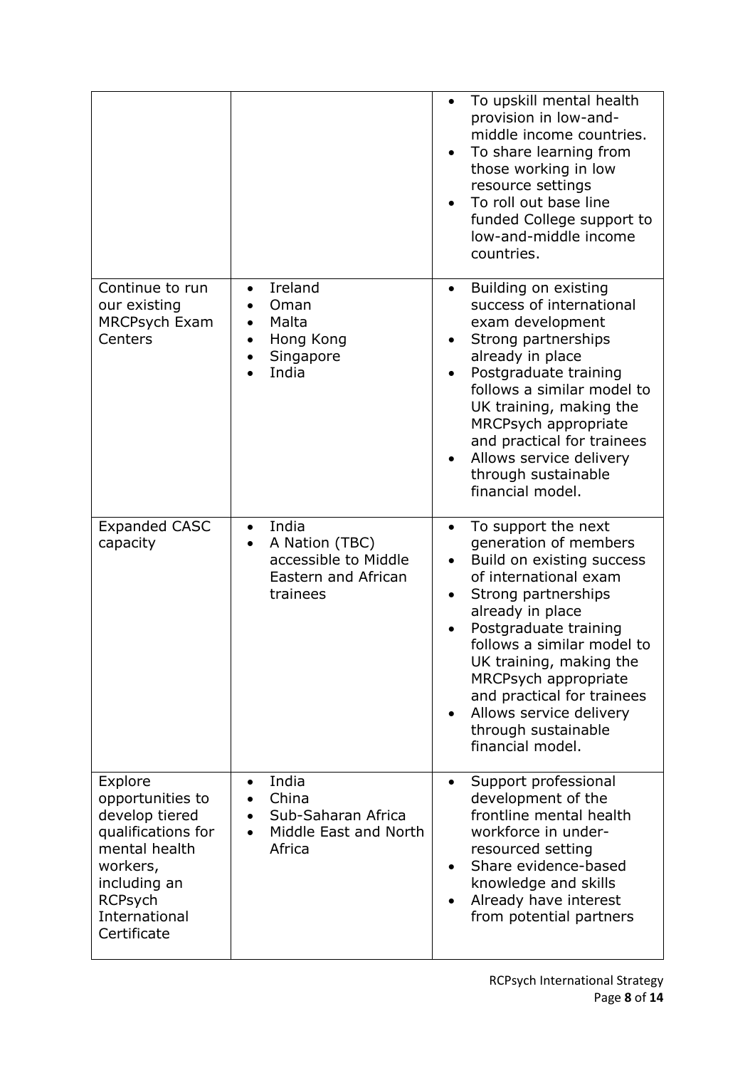| | | |
|---|---|---|
| | | • To upskill mental health provision in low-and-middle income countries.<br>• To share learning from those working in low resource settings<br>• To roll out base line funded College support to low-and-middle income countries. |
| Continue to run our existing MRCPsych Exam Centers | • Ireland<br>• Oman<br>• Malta<br>• Hong Kong<br>• Singapore<br>• India | • Building on existing success of international exam development<br>• Strong partnerships already in place<br>• Postgraduate training follows a similar model to UK training, making the MRCPsych appropriate and practical for trainees<br>• Allows service delivery through sustainable financial model. |
| Expanded CASC capacity | • India<br>• A Nation (TBC) accessible to Middle Eastern and African trainees | • To support the next generation of members<br>• Build on existing success of international exam<br>• Strong partnerships already in place<br>• Postgraduate training follows a similar model to UK training, making the MRCPsych appropriate and practical for trainees<br>• Allows service delivery through sustainable financial model. |
| Explore opportunities to develop tiered qualifications for mental health workers, including an RCPsych International Certificate | • India<br>• China<br>• Sub-Saharan Africa<br>• Middle East and North Africa | • Support professional development of the frontline mental health workforce in under-resourced setting<br>• Share evidence-based knowledge and skills<br>• Already have interest from potential partners |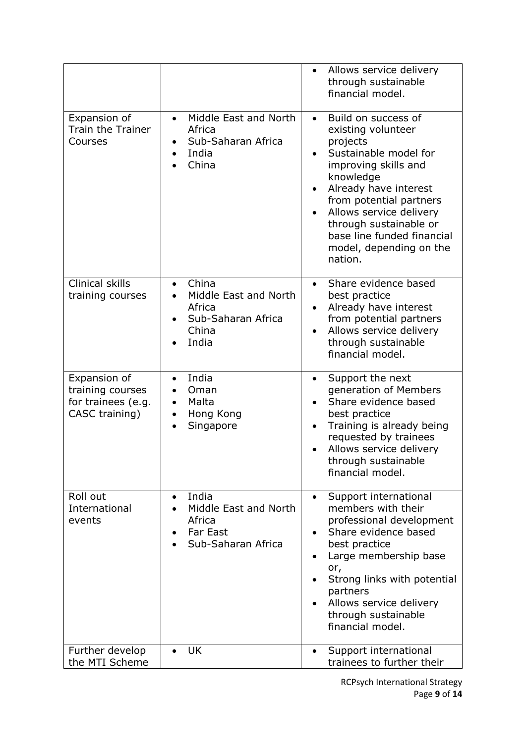| | | |
|---|---|---|
| | | • Allows service delivery through sustainable financial model. |
| Expansion of Train the Trainer Courses | • Middle East and North Africa<br>• Sub-Saharan Africa<br>• India<br>• China | • Build on success of existing volunteer projects<br>• Sustainable model for improving skills and knowledge<br>• Already have interest from potential partners<br>• Allows service delivery through sustainable or base line funded financial model, depending on the nation. |
| Clinical skills training courses | • China<br>• Middle East and North Africa<br>• Sub-Saharan Africa China<br>• India | • Share evidence based best practice<br>• Already have interest from potential partners<br>• Allows service delivery through sustainable financial model. |
| Expansion of training courses for trainees (e.g. CASC training) | • India<br>• Oman<br>• Malta<br>• Hong Kong<br>• Singapore | • Support the next generation of Members<br>• Share evidence based best practice<br>• Training is already being requested by trainees<br>• Allows service delivery through sustainable financial model. |
| Roll out International events | • India<br>• Middle East and North Africa<br>• Far East<br>• Sub-Saharan Africa | • Support international members with their professional development<br>• Share evidence based best practice<br>• Large membership base or,<br>• Strong links with potential partners<br>• Allows service delivery through sustainable financial model. |
| Further develop the MTI Scheme | • UK | • Support international trainees to further their |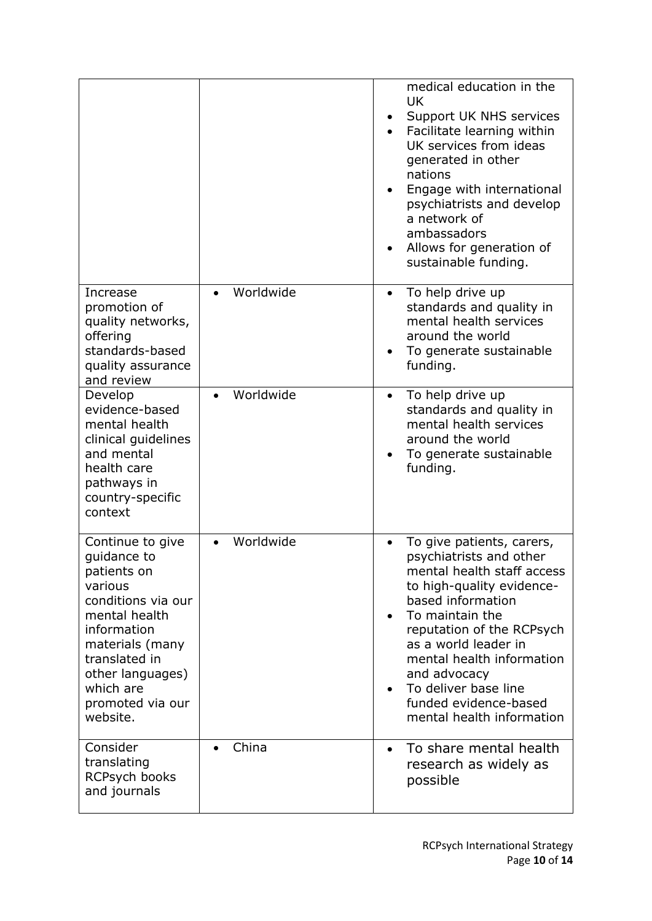| | | |
|---|---|---|
| | | medical education in the UK<br>• Support UK NHS services<br>• Facilitate learning within UK services from ideas generated in other nations<br>• Engage with international psychiatrists and develop a network of ambassadors<br>• Allows for generation of sustainable funding. |
| Increase promotion of quality networks, offering standards-based quality assurance and review | • Worldwide | • To help drive up standards and quality in mental health services around the world<br>• To generate sustainable funding. |
| Develop evidence-based mental health clinical guidelines and mental health care pathways in country-specific context | • Worldwide | • To help drive up standards and quality in mental health services around the world<br>• To generate sustainable funding. |
| Continue to give guidance to patients on various conditions via our mental health information materials (many translated in other languages) which are promoted via our website. | • Worldwide | • To give patients, carers, psychiatrists and other mental health staff access to high-quality evidence-based information<br>• To maintain the reputation of the RCPsych as a world leader in mental health information and advocacy<br>• To deliver base line funded evidence-based mental health information |
| Consider translating RCPsych books and journals | • China | • To share mental health research as widely as possible |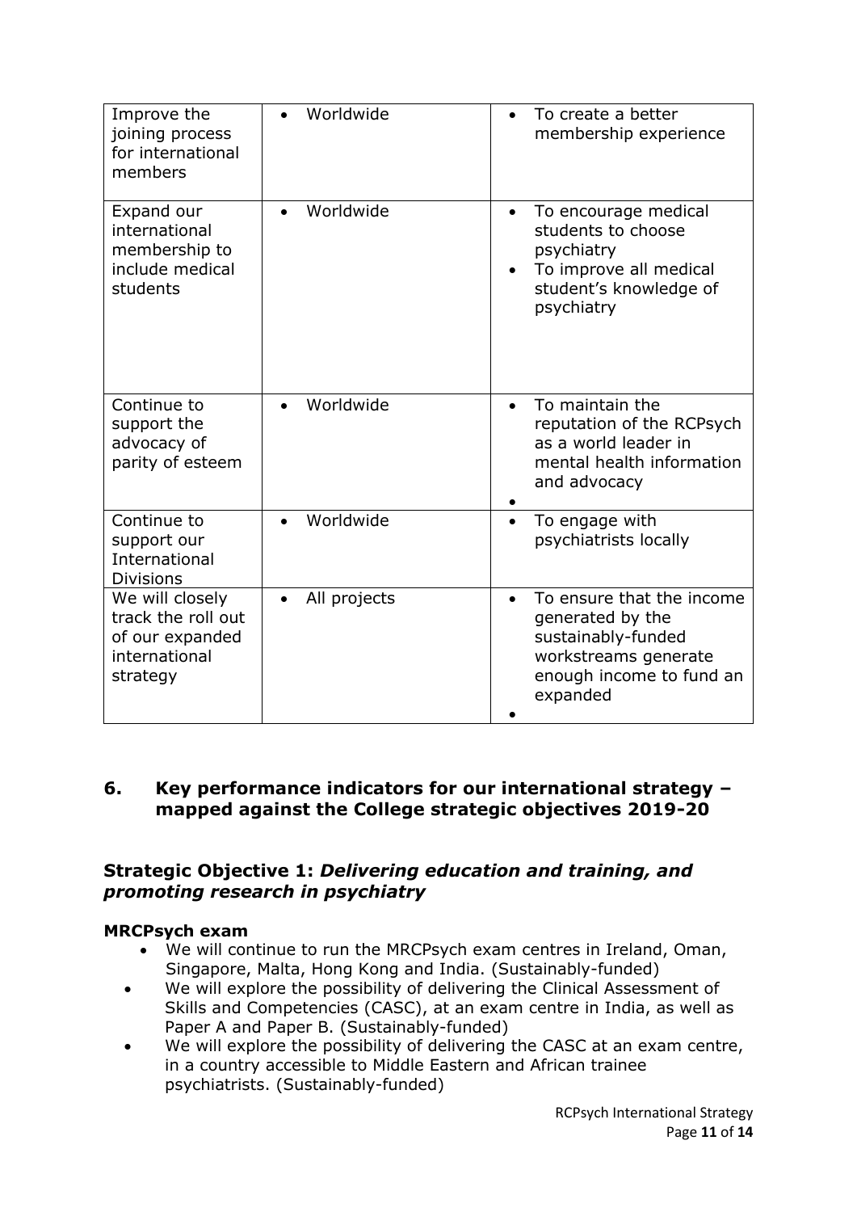| | | |
|---|---|---|
| Improve the joining process for international members | • Worldwide | • To create a better membership experience |
| Expand our international membership to include medical students | • Worldwide | • To encourage medical students to choose psychiatry<br>• To improve all medical student's knowledge of psychiatry |
| Continue to support the advocacy of parity of esteem | • Worldwide | • To maintain the reputation of the RCPsych as a world leader in mental health information and advocacy<br>• |
| Continue to support our International Divisions | • Worldwide | • To engage with psychiatrists locally |
| We will closely track the roll out of our expanded international strategy | • All projects | • To ensure that the income generated by the sustainably-funded workstreams generate enough income to fund an expanded<br>• |

## 6. Key performance indicators for our international strategy – mapped against the College strategic objectives 2019-20

### Strategic Objective 1: *Delivering education and training, and promoting research in psychiatry*

**MRCPsych exam**

- We will continue to run the MRCPsych exam centres in Ireland, Oman, Singapore, Malta, Hong Kong and India. (Sustainably-funded)
- We will explore the possibility of delivering the Clinical Assessment of Skills and Competencies (CASC), at an exam centre in India, as well as Paper A and Paper B. (Sustainably-funded)
- We will explore the possibility of delivering the CASC at an exam centre, in a country accessible to Middle Eastern and African trainee psychiatrists. (Sustainably-funded)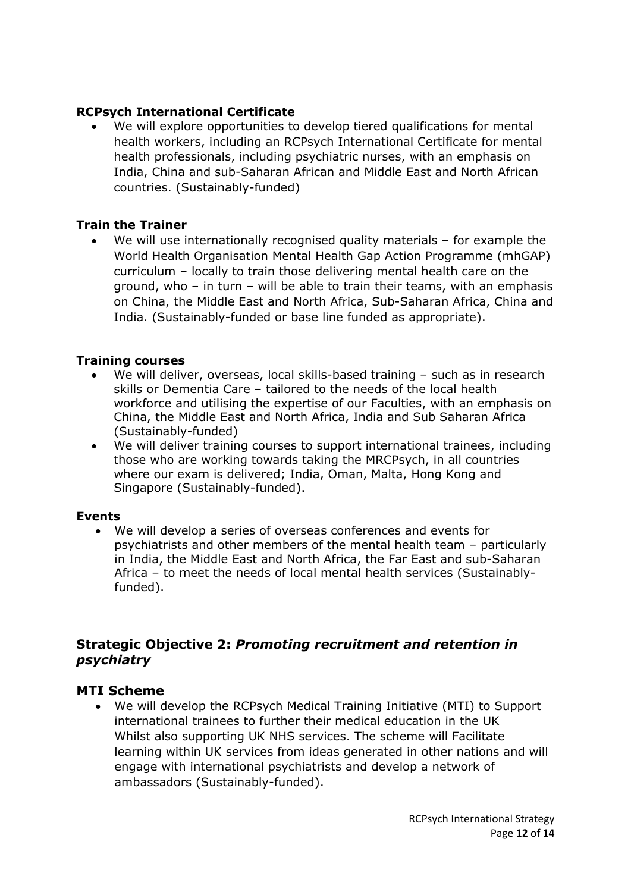### RCPsych International Certificate

- We will explore opportunities to develop tiered qualifications for mental health workers, including an RCPsych International Certificate for mental health professionals, including psychiatric nurses, with an emphasis on India, China and sub-Saharan African and Middle East and North African countries. (Sustainably-funded)

### Train the Trainer

- We will use internationally recognised quality materials – for example the World Health Organisation Mental Health Gap Action Programme (mhGAP) curriculum – locally to train those delivering mental health care on the ground, who – in turn – will be able to train their teams, with an emphasis on China, the Middle East and North Africa, Sub-Saharan Africa, China and India. (Sustainably-funded or base line funded as appropriate).

### Training courses

- We will deliver, overseas, local skills-based training – such as in research skills or Dementia Care – tailored to the needs of the local health workforce and utilising the expertise of our Faculties, with an emphasis on China, the Middle East and North Africa, India and Sub Saharan Africa (Sustainably-funded)
- We will deliver training courses to support international trainees, including those who are working towards taking the MRCPsych, in all countries where our exam is delivered; India, Oman, Malta, Hong Kong and Singapore (Sustainably-funded).

### Events

- We will develop a series of overseas conferences and events for psychiatrists and other members of the mental health team – particularly in India, the Middle East and North Africa, the Far East and sub-Saharan Africa – to meet the needs of local mental health services (Sustainably-funded).

## Strategic Objective 2: *Promoting recruitment and retention in psychiatry*

## MTI Scheme

- We will develop the RCPsych Medical Training Initiative (MTI) to Support international trainees to further their medical education in the UK Whilst also supporting UK NHS services. The scheme will Facilitate learning within UK services from ideas generated in other nations and will engage with international psychiatrists and develop a network of ambassadors (Sustainably-funded).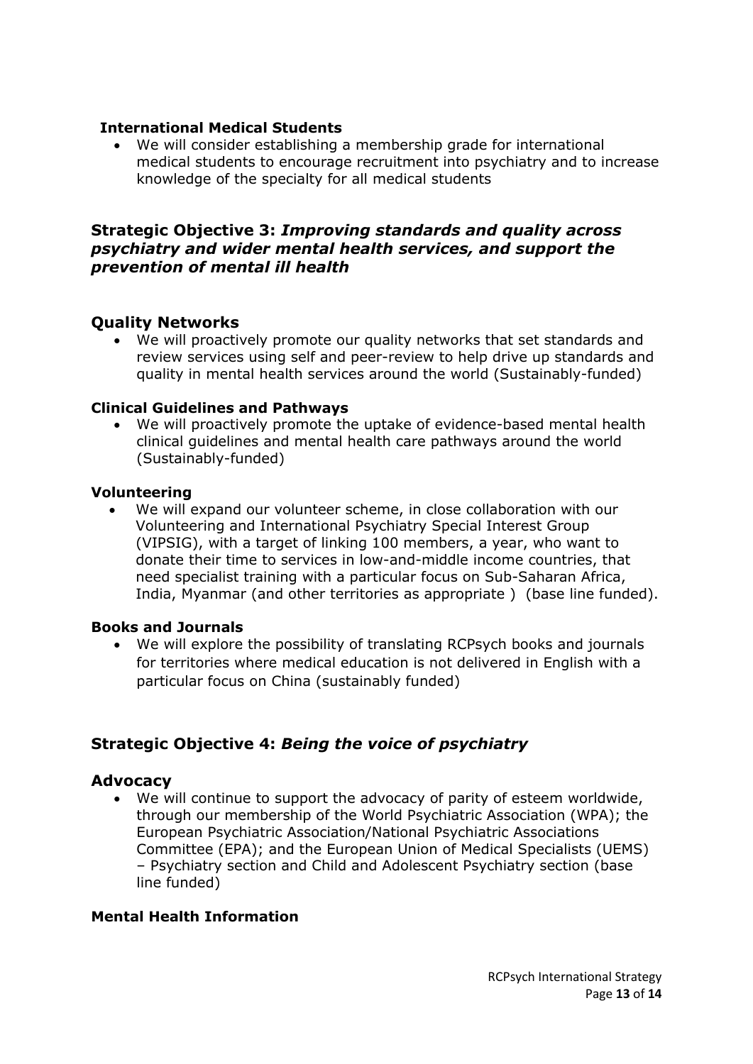**International Medical Students**

- We will consider establishing a membership grade for international medical students to encourage recruitment into psychiatry and to increase knowledge of the specialty for all medical students

## Strategic Objective 3: *Improving standards and quality across psychiatry and wider mental health services, and support the prevention of mental ill health*

### Quality Networks

- We will proactively promote our quality networks that set standards and review services using self and peer-review to help drive up standards and quality in mental health services around the world (Sustainably-funded)

**Clinical Guidelines and Pathways**

- We will proactively promote the uptake of evidence-based mental health clinical guidelines and mental health care pathways around the world (Sustainably-funded)

**Volunteering**

- We will expand our volunteer scheme, in close collaboration with our Volunteering and International Psychiatry Special Interest Group (VIPSIG), with a target of linking 100 members, a year, who want to donate their time to services in low-and-middle income countries, that need specialist training with a particular focus on Sub-Saharan Africa, India, Myanmar (and other territories as appropriate ) (base line funded).

**Books and Journals**

- We will explore the possibility of translating RCPsych books and journals for territories where medical education is not delivered in English with a particular focus on China (sustainably funded)

## Strategic Objective 4: *Being the voice of psychiatry*

### Advocacy

- We will continue to support the advocacy of parity of esteem worldwide, through our membership of the World Psychiatric Association (WPA); the European Psychiatric Association/National Psychiatric Associations Committee (EPA); and the European Union of Medical Specialists (UEMS) – Psychiatry section and Child and Adolescent Psychiatry section (base line funded)

**Mental Health Information**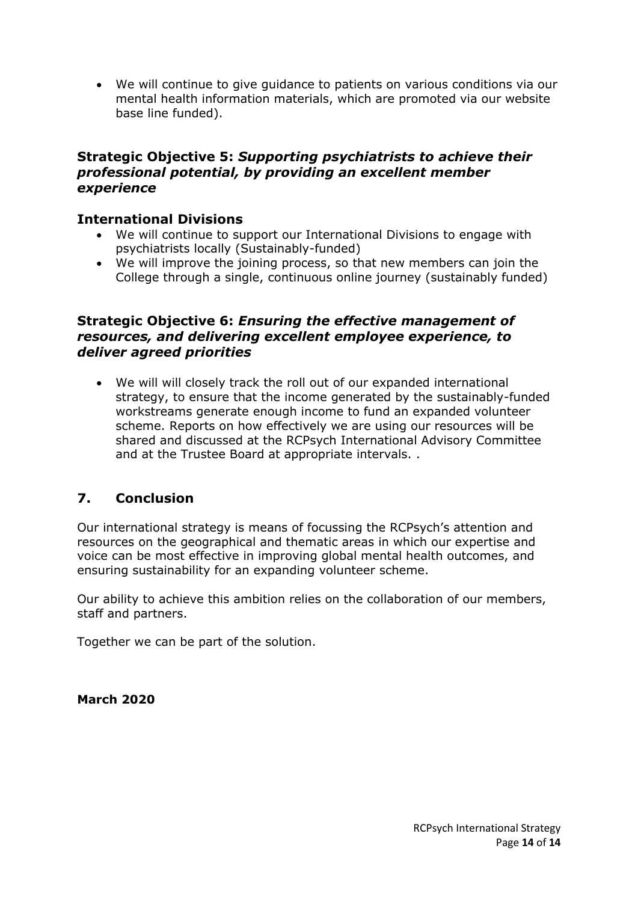- We will continue to give guidance to patients on various conditions via our mental health information materials, which are promoted via our website base line funded).

### Strategic Objective 5: *Supporting psychiatrists to achieve their professional potential, by providing an excellent member experience*

### International Divisions

- We will continue to support our International Divisions to engage with psychiatrists locally (Sustainably-funded)
- We will improve the joining process, so that new members can join the College through a single, continuous online journey (sustainably funded)

### Strategic Objective 6: *Ensuring the effective management of resources, and delivering excellent employee experience, to deliver agreed priorities*

- We will will closely track the roll out of our expanded international strategy, to ensure that the income generated by the sustainably-funded workstreams generate enough income to fund an expanded volunteer scheme. Reports on how effectively we are using our resources will be shared and discussed at the RCPsych International Advisory Committee and at the Trustee Board at appropriate intervals. .

## 7. Conclusion

Our international strategy is means of focussing the RCPsych's attention and resources on the geographical and thematic areas in which our expertise and voice can be most effective in improving global mental health outcomes, and ensuring sustainability for an expanding volunteer scheme.

Our ability to achieve this ambition relies on the collaboration of our members, staff and partners.

Together we can be part of the solution.

**March 2020**